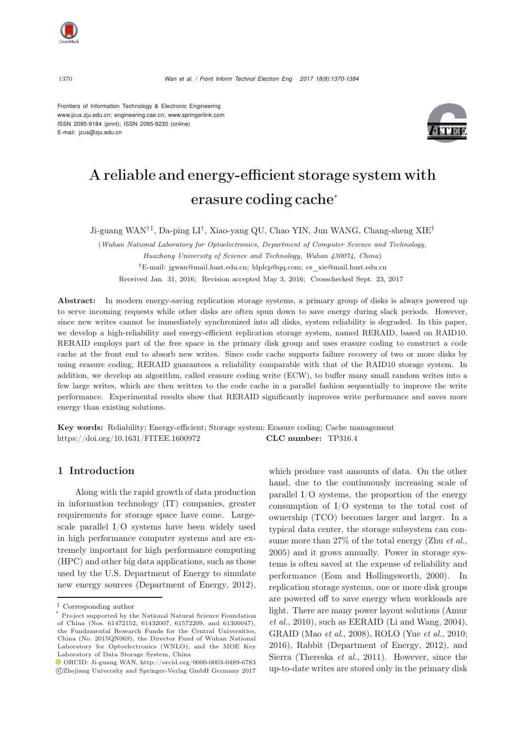Frontiers of Information Technology & Electronic Engineering
www.jzus.zju.edu.cn; engineering.cae.cn; www.springerlink.com
ISSN 2095-9184 (print); ISSN 2095-9230 (online)
E-mail: jzus@zju.edu.cn

# A reliable and energy-efficient storage system with erasure coding cache*

Ji-guang WAN†‡, Da-ping LI†, Xiao-yang QU, Chao YIN, Jun WANG, Chang-sheng XIE†

(*Wuhan National Laboratory for Optoelectronics, Department of Computer Science and Technology, Huazhong University of Science and Technology, Wuhan 430074, China*)

†E-mail: jgwan@mail.hust.edu.cn; ldplcp@qq.com; cs_xie@mail.hust.edu.cn

Received Jan. 31, 2016; Revision accepted May 3, 2016; Crosschecked Sept. 23, 2017

**Abstract:** In modern energy-saving replication storage systems, a primary group of disks is always powered up to serve incoming requests while other disks are often spun down to save energy during slack periods. However, since new writes cannot be immediately synchronized into all disks, system reliability is degraded. In this paper, we develop a high-reliability and energy-efficient replication storage system, named RERAID, based on RAID10. RERAID employs part of the free space in the primary disk group and uses erasure coding to construct a code cache at the front end to absorb new writes. Since code cache supports failure recovery of two or more disks by using erasure coding, RERAID guarantees a reliability comparable with that of the RAID10 storage system. In addition, we develop an algorithm, called erasure coding write (ECW), to buffer many small random writes into a few large writes, which are then written to the code cache in a parallel fashion sequentially to improve the write performance. Experimental results show that RERAID significantly improves write performance and saves more energy than existing solutions.

**Key words:** Reliability; Energy-efficient; Storage system; Erasure coding; Cache management
https://doi.org/10.1631/FITEE.1600972 **CLC number:** TP316.4

## 1 Introduction

Along with the rapid growth of data production in information technology (IT) companies, greater requirements for storage space have come. Large-scale parallel I/O systems have been widely used in high performance computer systems and are extremely important for high performance computing (HPC) and other big data applications, such as those used by the U.S. Department of Energy to simulate new energy sources (Department of Energy, 2012), which produce vast amounts of data. On the other hand, due to the continuously increasing scale of parallel I/O systems, the proportion of the energy consumption of I/O systems to the total cost of ownership (TCO) becomes larger and larger. In a typical data center, the storage subsystem can consume more than 27% of the total energy (Zhu *et al.*, 2005) and it grows annually. Power in storage systems is often saved at the expense of reliability and performance (Eom and Hollingsworth, 2000). In replication storage systems, one or more disk groups are powered off to save energy when workloads are light. There are many power layout solutions (Amur *et al.*, 2010), such as EERAID (Li and Wang, 2004), GRAID (Mao *et al.*, 2008), ROLO (Yue *et al.*, 2010; 2016), Rabbit (Department of Energy, 2012), and Sierra (Thereska *et al.*, 2011). However, since the up-to-date writes are stored only in the primary disk

‡ Corresponding author

\* Project supported by the National Natural Science Foundation of China (Nos. 61472152, 61432007, 61572209, and 61300047), the Fundamental Research Funds for the Central Universities, China (No. 2015QN069), the Director Fund of Wuhan National Laboratory for Optoelectronics (WNLO), and the MOE Key Laboratory of Data Storage System, China

ORCID: Ji-guang WAN, http://orcid.org/0000-0003-0489-6783

©Zhejiang University and Springer-Verlag GmbH Germany 2017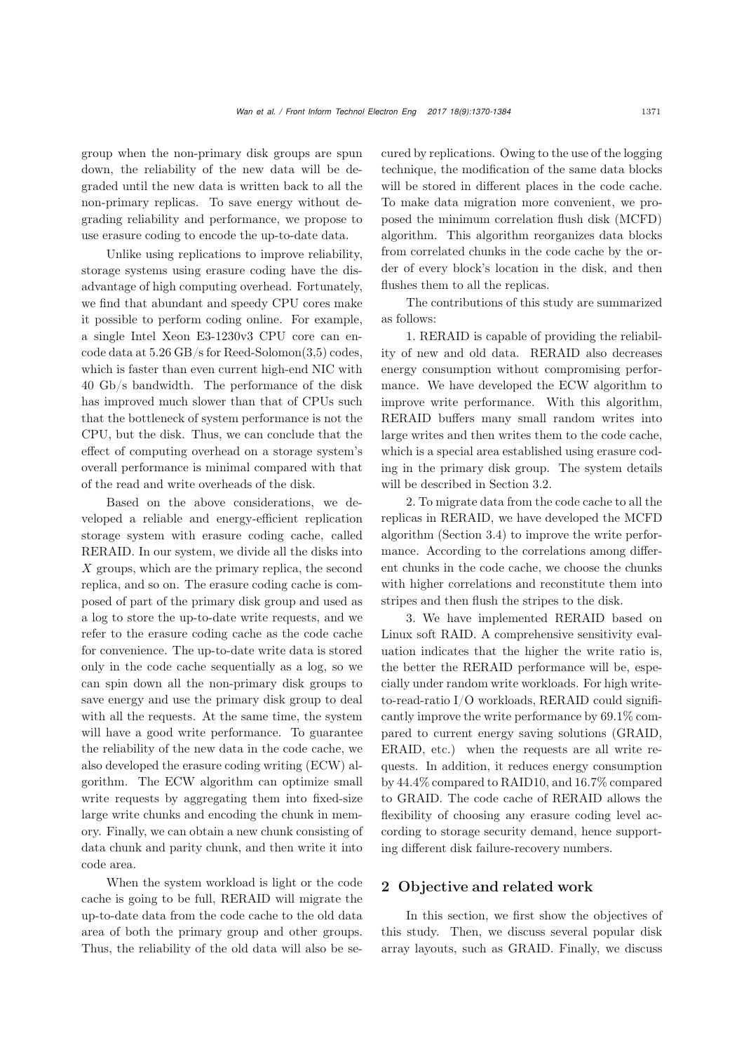group when the non-primary disk groups are spun down, the reliability of the new data will be degraded until the new data is written back to all the non-primary replicas. To save energy without degrading reliability and performance, we propose to use erasure coding to encode the up-to-date data.

Unlike using replications to improve reliability, storage systems using erasure coding have the disadvantage of high computing overhead. Fortunately, we find that abundant and speedy CPU cores make it possible to perform coding online. For example, a single Intel Xeon E3-1230v3 CPU core can encode data at 5.26 GB/s for Reed-Solomon(3,5) codes, which is faster than even current high-end NIC with 40 Gb/s bandwidth. The performance of the disk has improved much slower than that of CPUs such that the bottleneck of system performance is not the CPU, but the disk. Thus, we can conclude that the effect of computing overhead on a storage system's overall performance is minimal compared with that of the read and write overheads of the disk.

Based on the above considerations, we developed a reliable and energy-efficient replication storage system with erasure coding cache, called RERAID. In our system, we divide all the disks into $X$ groups, which are the primary replica, the second replica, and so on. The erasure coding cache is composed of part of the primary disk group and used as a log to store the up-to-date write requests, and we refer to the erasure coding cache as the code cache for convenience. The up-to-date write data is stored only in the code cache sequentially as a log, so we can spin down all the non-primary disk groups to save energy and use the primary disk group to deal with all the requests. At the same time, the system will have a good write performance. To guarantee the reliability of the new data in the code cache, we also developed the erasure coding writing (ECW) algorithm. The ECW algorithm can optimize small write requests by aggregating them into fixed-size large write chunks and encoding the chunk in memory. Finally, we can obtain a new chunk consisting of data chunk and parity chunk, and then write it into code area.

When the system workload is light or the code cache is going to be full, RERAID will migrate the up-to-date data from the code cache to the old data area of both the primary group and other groups. Thus, the reliability of the old data will also be secured by replications. Owing to the use of the logging technique, the modification of the same data blocks will be stored in different places in the code cache. To make data migration more convenient, we proposed the minimum correlation flush disk (MCFD) algorithm. This algorithm reorganizes data blocks from correlated chunks in the code cache by the order of every block's location in the disk, and then flushes them to all the replicas.

The contributions of this study are summarized as follows:

1. RERAID is capable of providing the reliability of new and old data. RERAID also decreases energy consumption without compromising performance. We have developed the ECW algorithm to improve write performance. With this algorithm, RERAID buffers many small random writes into large writes and then writes them to the code cache, which is a special area established using erasure coding in the primary disk group. The system details will be described in Section 3.2.

2. To migrate data from the code cache to all the replicas in RERAID, we have developed the MCFD algorithm (Section 3.4) to improve the write performance. According to the correlations among different chunks in the code cache, we choose the chunks with higher correlations and reconstitute them into stripes and then flush the stripes to the disk.

3. We have implemented RERAID based on Linux soft RAID. A comprehensive sensitivity evaluation indicates that the higher the write ratio is, the better the RERAID performance will be, especially under random write workloads. For high write-to-read-ratio I/O workloads, RERAID could significantly improve the write performance by 69.1% compared to current energy saving solutions (GRAID, ERAID, etc.) when the requests are all write requests. In addition, it reduces energy consumption by 44.4% compared to RAID10, and 16.7% compared to GRAID. The code cache of RERAID allows the flexibility of choosing any erasure coding level according to storage security demand, hence supporting different disk failure-recovery numbers.

## 2 Objective and related work

In this section, we first show the objectives of this study. Then, we discuss several popular disk array layouts, such as GRAID. Finally, we discuss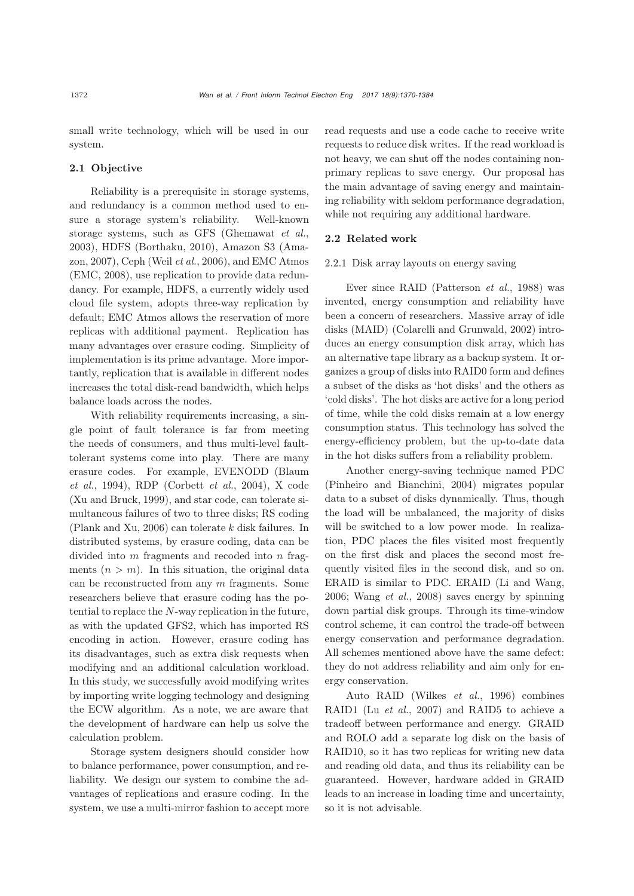small write technology, which will be used in our system.

### 2.1 Objective

Reliability is a prerequisite in storage systems, and redundancy is a common method used to ensure a storage system's reliability. Well-known storage systems, such as GFS (Ghemawat *et al.*, 2003), HDFS (Borthaku, 2010), Amazon S3 (Amazon, 2007), Ceph (Weil *et al.*, 2006), and EMC Atmos (EMC, 2008), use replication to provide data redundancy. For example, HDFS, a currently widely used cloud file system, adopts three-way replication by default; EMC Atmos allows the reservation of more replicas with additional payment. Replication has many advantages over erasure coding. Simplicity of implementation is its prime advantage. More importantly, replication that is available in different nodes increases the total disk-read bandwidth, which helps balance loads across the nodes.

With reliability requirements increasing, a single point of fault tolerance is far from meeting the needs of consumers, and thus multi-level fault-tolerant systems come into play. There are many erasure codes. For example, EVENODD (Blaum *et al.*, 1994), RDP (Corbett *et al.*, 2004), X code (Xu and Bruck, 1999), and star code, can tolerate simultaneous failures of two to three disks; RS coding (Plank and Xu, 2006) can tolerate $k$ disk failures. In distributed systems, by erasure coding, data can be divided into $m$ fragments and recoded into $n$ fragments ($n > m$). In this situation, the original data can be reconstructed from any $m$ fragments. Some researchers believe that erasure coding has the potential to replace the $N$-way replication in the future, as with the updated GFS2, which has imported RS encoding in action. However, erasure coding has its disadvantages, such as extra disk requests when modifying and an additional calculation workload. In this study, we successfully avoid modifying writes by importing write logging technology and designing the ECW algorithm. As a note, we are aware that the development of hardware can help us solve the calculation problem.

Storage system designers should consider how to balance performance, power consumption, and reliability. We design our system to combine the advantages of replications and erasure coding. In the system, we use a multi-mirror fashion to accept more read requests and use a code cache to receive write requests to reduce disk writes. If the read workload is not heavy, we can shut off the nodes containing non-primary replicas to save energy. Our proposal has the main advantage of saving energy and maintaining reliability with seldom performance degradation, while not requiring any additional hardware.

### 2.2 Related work

#### 2.2.1 Disk array layouts on energy saving

Ever since RAID (Patterson *et al.*, 1988) was invented, energy consumption and reliability have been a concern of researchers. Massive array of idle disks (MAID) (Colarelli and Grunwald, 2002) introduces an energy consumption disk array, which has an alternative tape library as a backup system. It organizes a group of disks into RAID0 form and defines a subset of the disks as 'hot disks' and the others as 'cold disks'. The hot disks are active for a long period of time, while the cold disks remain at a low energy consumption status. This technology has solved the energy-efficiency problem, but the up-to-date data in the hot disks suffers from a reliability problem.

Another energy-saving technique named PDC (Pinheiro and Bianchini, 2004) migrates popular data to a subset of disks dynamically. Thus, though the load will be unbalanced, the majority of disks will be switched to a low power mode. In realization, PDC places the files visited most frequently on the first disk and places the second most frequently visited files in the second disk, and so on. ERAID is similar to PDC. ERAID (Li and Wang, 2006; Wang *et al.*, 2008) saves energy by spinning down partial disk groups. Through its time-window control scheme, it can control the trade-off between energy conservation and performance degradation. All schemes mentioned above have the same defect: they do not address reliability and aim only for energy conservation.

Auto RAID (Wilkes *et al.*, 1996) combines RAID1 (Lu *et al.*, 2007) and RAID5 to achieve a tradeoff between performance and energy. GRAID and ROLO add a separate log disk on the basis of RAID10, so it has two replicas for writing new data and reading old data, and thus its reliability can be guaranteed. However, hardware added in GRAID leads to an increase in loading time and uncertainty, so it is not advisable.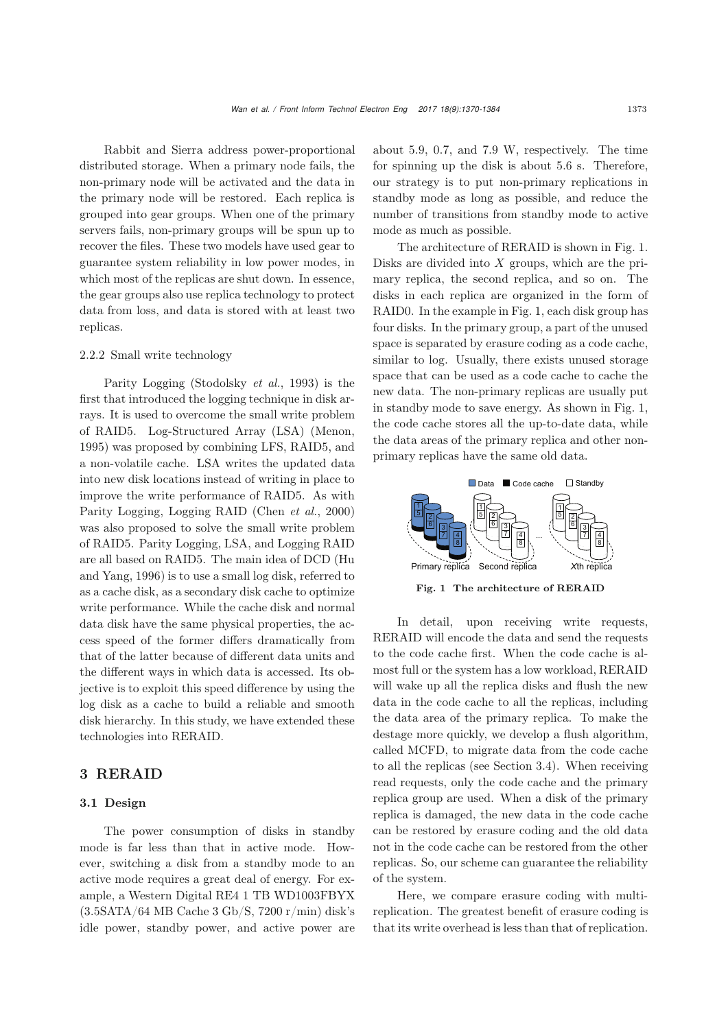Rabbit and Sierra address power-proportional distributed storage. When a primary node fails, the non-primary node will be activated and the data in the primary node will be restored. Each replica is grouped into gear groups. When one of the primary servers fails, non-primary groups will be spun up to recover the files. These two models have used gear to guarantee system reliability in low power modes, in which most of the replicas are shut down. In essence, the gear groups also use replica technology to protect data from loss, and data is stored with at least two replicas.

#### 2.2.2 Small write technology

Parity Logging (Stodolsky *et al.*, 1993) is the first that introduced the logging technique in disk arrays. It is used to overcome the small write problem of RAID5. Log-Structured Array (LSA) (Menon, 1995) was proposed by combining LFS, RAID5, and a non-volatile cache. LSA writes the updated data into new disk locations instead of writing in place to improve the write performance of RAID5. As with Parity Logging, Logging RAID (Chen *et al.*, 2000) was also proposed to solve the small write problem of RAID5. Parity Logging, LSA, and Logging RAID are all based on RAID5. The main idea of DCD (Hu and Yang, 1996) is to use a small log disk, referred to as a cache disk, as a secondary disk cache to optimize write performance. While the cache disk and normal data disk have the same physical properties, the access speed of the former differs dramatically from that of the latter because of different data units and the different ways in which data is accessed. Its objective is to exploit this speed difference by using the log disk as a cache to build a reliable and smooth disk hierarchy. In this study, we have extended these technologies into RERAID.

## 3 RERAID

### 3.1 Design

The power consumption of disks in standby mode is far less than that in active mode. However, switching a disk from a standby mode to an active mode requires a great deal of energy. For example, a Western Digital RE4 1 TB WD1003FBYX (3.5SATA/64 MB Cache 3 Gb/S, 7200 r/min) disk's idle power, standby power, and active power are about 5.9, 0.7, and 7.9 W, respectively. The time for spinning up the disk is about 5.6 s. Therefore, our strategy is to put non-primary replications in standby mode as long as possible, and reduce the number of transitions from standby mode to active mode as much as possible.

The architecture of RERAID is shown in Fig. 1. Disks are divided into $X$ groups, which are the primary replica, the second replica, and so on. The disks in each replica are organized in the form of RAID0. In the example in Fig. 1, each disk group has four disks. In the primary group, a part of the unused space is separated by erasure coding as a code cache, similar to log. Usually, there exists unused storage space that can be used as a code cache to cache the new data. The non-primary replicas are usually put in standby mode to save energy. As shown in Fig. 1, the code cache stores all the up-to-date data, while the data areas of the primary replica and other non-primary replicas have the same old data.

**Fig. 1 The architecture of RERAID**

In detail, upon receiving write requests, RERAID will encode the data and send the requests to the code cache first. When the code cache is almost full or the system has a low workload, RERAID will wake up all the replica disks and flush the new data in the code cache to all the replicas, including the data area of the primary replica. To make the destage more quickly, we develop a flush algorithm, called MCFD, to migrate data from the code cache to all the replicas (see Section 3.4). When receiving read requests, only the code cache and the primary replica group are used. When a disk of the primary replica is damaged, the new data in the code cache can be restored by erasure coding and the old data not in the code cache can be restored from the other replicas. So, our scheme can guarantee the reliability of the system.

Here, we compare erasure coding with multi-replication. The greatest benefit of erasure coding is that its write overhead is less than that of replication.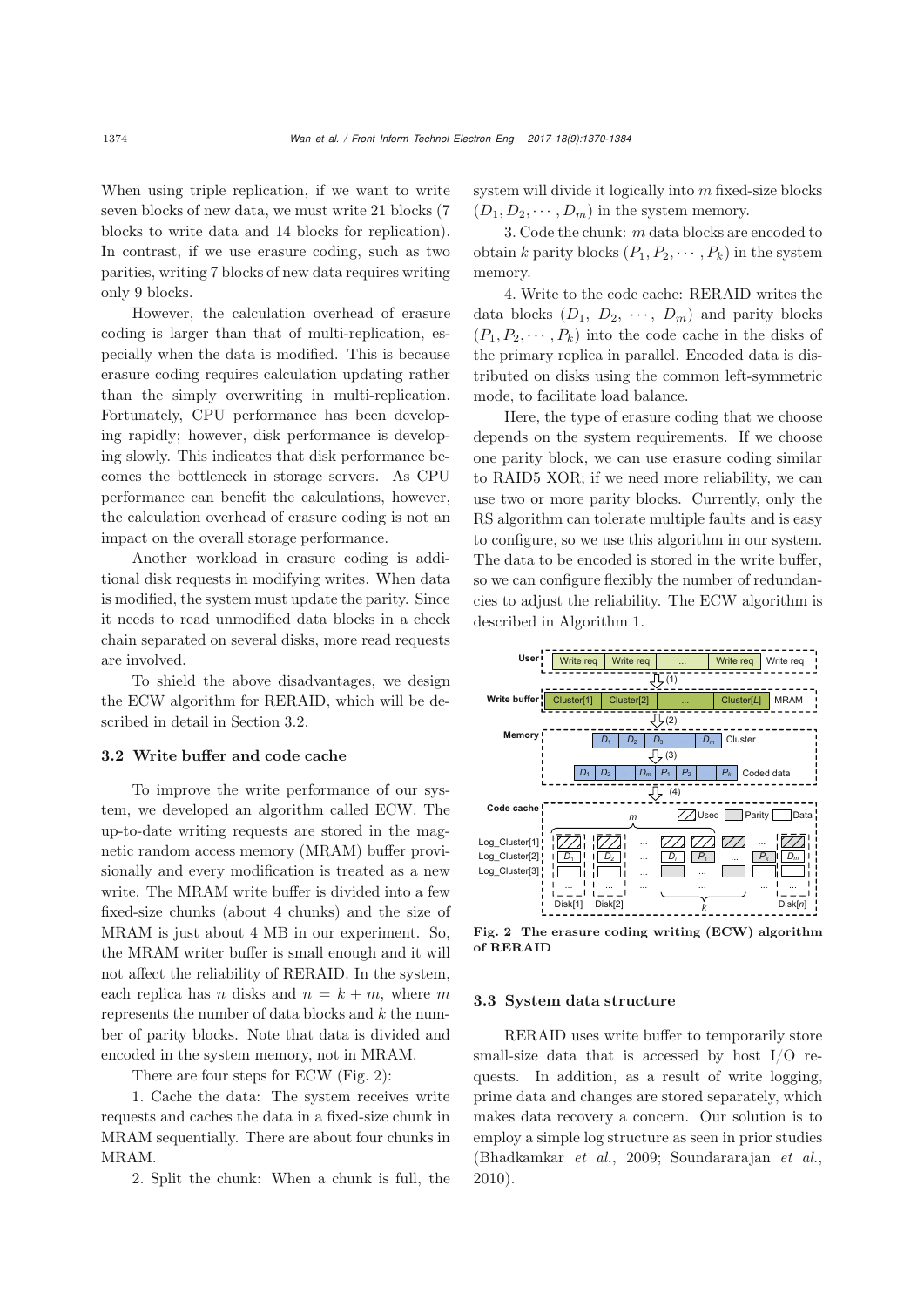When using triple replication, if we want to write seven blocks of new data, we must write 21 blocks (7 blocks to write data and 14 blocks for replication). In contrast, if we use erasure coding, such as two parities, writing 7 blocks of new data requires writing only 9 blocks.

However, the calculation overhead of erasure coding is larger than that of multi-replication, especially when the data is modified. This is because erasure coding requires calculation updating rather than the simply overwriting in multi-replication. Fortunately, CPU performance has been developing rapidly; however, disk performance is developing slowly. This indicates that disk performance becomes the bottleneck in storage servers. As CPU performance can benefit the calculations, however, the calculation overhead of erasure coding is not an impact on the overall storage performance.

Another workload in erasure coding is additional disk requests in modifying writes. When data is modified, the system must update the parity. Since it needs to read unmodified data blocks in a check chain separated on several disks, more read requests are involved.

To shield the above disadvantages, we design the ECW algorithm for RERAID, which will be described in detail in Section 3.2.

### 3.2 Write buffer and code cache

To improve the write performance of our system, we developed an algorithm called ECW. The up-to-date writing requests are stored in the magnetic random access memory (MRAM) buffer provisionally and every modification is treated as a new write. The MRAM write buffer is divided into a few fixed-size chunks (about 4 chunks) and the size of MRAM is just about 4 MB in our experiment. So, the MRAM writer buffer is small enough and it will not affect the reliability of RERAID. In the system, each replica has $n$ disks and $n = k + m$, where $m$ represents the number of data blocks and $k$ the number of parity blocks. Note that data is divided and encoded in the system memory, not in MRAM.

There are four steps for ECW (Fig. 2):

1. Cache the data: The system receives write requests and caches the data in a fixed-size chunk in MRAM sequentially. There are about four chunks in MRAM.

2. Split the chunk: When a chunk is full, the system will divide it logically into $m$ fixed-size blocks $(D_1, D_2, \cdots, D_m)$ in the system memory.

3. Code the chunk: $m$ data blocks are encoded to obtain $k$ parity blocks $(P_1, P_2, \cdots, P_k)$ in the system memory.

4. Write to the code cache: RERAID writes the data blocks $(D_1, D_2, \cdots, D_m)$ and parity blocks $(P_1, P_2, \cdots, P_k)$ into the code cache in the disks of the primary replica in parallel. Encoded data is distributed on disks using the common left-symmetric mode, to facilitate load balance.

Here, the type of erasure coding that we choose depends on the system requirements. If we choose one parity block, we can use erasure coding similar to RAID5 XOR; if we need more reliability, we can use two or more parity blocks. Currently, only the RS algorithm can tolerate multiple faults and is easy to configure, so we use this algorithm in our system. The data to be encoded is stored in the write buffer, so we can configure flexibly the number of redundancies to adjust the reliability. The ECW algorithm is described in Algorithm 1.

**Fig. 2 The erasure coding writing (ECW) algorithm of RERAID**

### 3.3 System data structure

RERAID uses write buffer to temporarily store small-size data that is accessed by host I/O requests. In addition, as a result of write logging, prime data and changes are stored separately, which makes data recovery a concern. Our solution is to employ a simple log structure as seen in prior studies (Bhadkamkar *et al.*, 2009; Soundararajan *et al.*, 2010).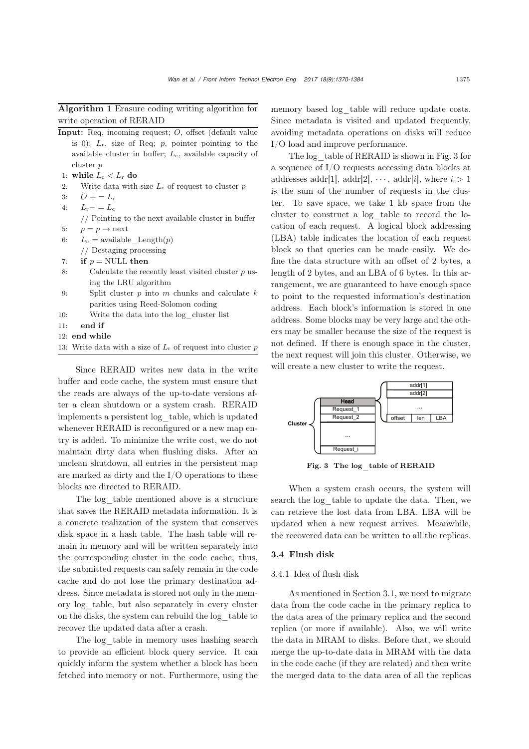**Algorithm 1** Erasure coding writing algorithm for write operation of RERAID

**Input:** Req, incoming request; $O$, offset (default value is 0); $L_\text{r}$, size of Req; $p$, pointer pointing to the available cluster in buffer; $L_\text{c}$, available capacity of cluster $p$

```
1:  while L_c < L_r do
2:      Write data with size L_c of request to cluster p
3:      O += L_c
4:      L_r -= L_c
        // Pointing to the next available cluster in buffer
5:      p = p → next
6:      L_c = available_Length(p)
        // Destaging processing
7:      if p = NULL then
8:          Calculate the recently least visited cluster p using the LRU algorithm
9:          Split cluster p into m chunks and calculate k parities using Reed-Solomon coding
10:         Write the data into the log_cluster list
11:     end if
12: end while
13: Write data with a size of L_r of request into cluster p
```

Since RERAID writes new data in the write buffer and code cache, the system must ensure that the reads are always of the up-to-date versions after a clean shutdown or a system crash. RERAID implements a persistent log_table, which is updated whenever RERAID is reconfigured or a new map entry is added. To minimize the write cost, we do not maintain dirty data when flushing disks. After an unclean shutdown, all entries in the persistent map are marked as dirty and the I/O operations to these blocks are directed to RERAID.

The log_table mentioned above is a structure that saves the RERAID metadata information. It is a concrete realization of the system that conserves disk space in a hash table. The hash table will remain in memory and will be written separately into the corresponding cluster in the code cache; thus, the submitted requests can safely remain in the code cache and do not lose the primary destination address. Since metadata is stored not only in the memory log_table, but also separately in every cluster on the disks, the system can rebuild the log_table to recover the updated data after a crash.

The log_table in memory uses hashing search to provide an efficient block query service. It can quickly inform the system whether a block has been fetched into memory or not. Furthermore, using the memory based log_table will reduce update costs. Since metadata is visited and updated frequently, avoiding metadata operations on disks will reduce I/O load and improve performance.

The log_table of RERAID is shown in Fig. 3 for a sequence of I/O requests accessing data blocks at addresses addr[1], addr[2], $\cdots$, addr[$i$], where $i > 1$ is the sum of the number of requests in the cluster. To save space, we take 1 kb space from the cluster to construct a log_table to record the location of each request. A logical block addressing (LBA) table indicates the location of each request block so that queries can be made easily. We define the data structure with an offset of 2 bytes, a length of 2 bytes, and an LBA of 6 bytes. In this arrangement, we are guaranteed to have enough space to point to the requested information's destination address. Each block's information is stored in one address. Some blocks may be very large and the others may be smaller because the size of the request is not defined. If there is enough space in the cluster, the next request will join this cluster. Otherwise, we will create a new cluster to write the request.

**Fig. 3 The log_table of RERAID**

When a system crash occurs, the system will search the log_table to update the data. Then, we can retrieve the lost data from LBA. LBA will be updated when a new request arrives. Meanwhile, the recovered data can be written to all the replicas.

### 3.4 Flush disk

#### 3.4.1 Idea of flush disk

As mentioned in Section 3.1, we need to migrate data from the code cache in the primary replica to the data area of the primary replica and the second replica (or more if available). Also, we will write the data in MRAM to disks. Before that, we should merge the up-to-date data in MRAM with the data in the code cache (if they are related) and then write the merged data to the data area of all the replicas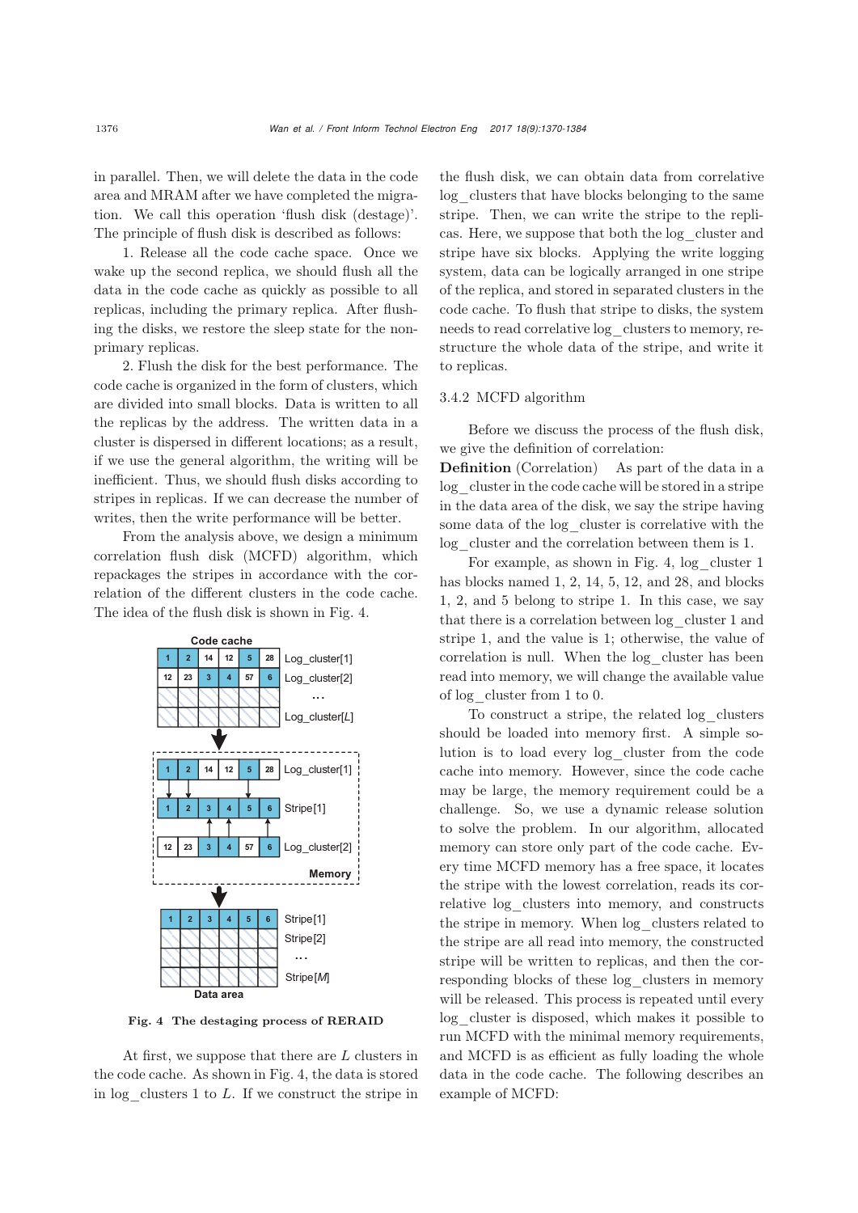in parallel. Then, we will delete the data in the code area and MRAM after we have completed the migration. We call this operation 'flush disk (destage)'. The principle of flush disk is described as follows:

1. Release all the code cache space. Once we wake up the second replica, we should flush all the data in the code cache as quickly as possible to all replicas, including the primary replica. After flushing the disks, we restore the sleep state for the non-primary replicas.

2. Flush the disk for the best performance. The code cache is organized in the form of clusters, which are divided into small blocks. Data is written to all the replicas by the address. The written data in a cluster is dispersed in different locations; as a result, if we use the general algorithm, the writing will be inefficient. Thus, we should flush disks according to stripes in replicas. If we can decrease the number of writes, then the write performance will be better.

From the analysis above, we design a minimum correlation flush disk (MCFD) algorithm, which repackages the stripes in accordance with the correlation of the different clusters in the code cache. The idea of the flush disk is shown in Fig. 4.

Fig. 4 The destaging process of RERAID

At first, we suppose that there are $L$ clusters in the code cache. As shown in Fig. 4, the data is stored in log_clusters 1 to $L$. If we construct the stripe in the flush disk, we can obtain data from correlative log_clusters that have blocks belonging to the same stripe. Then, we can write the stripe to the replicas. Here, we suppose that both the log_cluster and stripe have six blocks. Applying the write logging system, data can be logically arranged in one stripe of the replica, and stored in separated clusters in the code cache. To flush that stripe to disks, the system needs to read correlative log_clusters to memory, restructure the whole data of the stripe, and write it to replicas.

### 3.4.2 MCFD algorithm

Before we discuss the process of the flush disk, we give the definition of correlation:

**Definition** (Correlation) As part of the data in a log_cluster in the code cache will be stored in a stripe in the data area of the disk, we say the stripe having some data of the log_cluster is correlative with the log_cluster and the correlation between them is 1.

For example, as shown in Fig. 4, log_cluster 1 has blocks named 1, 2, 14, 5, 12, and 28, and blocks 1, 2, and 5 belong to stripe 1. In this case, we say that there is a correlation between log_cluster 1 and stripe 1, and the value is 1; otherwise, the value of correlation is null. When the log_cluster has been read into memory, we will change the available value of log_cluster from 1 to 0.

To construct a stripe, the related log_clusters should be loaded into memory first. A simple solution is to load every log_cluster from the code cache into memory. However, since the code cache may be large, the memory requirement could be a challenge. So, we use a dynamic release solution to solve the problem. In our algorithm, allocated memory can store only part of the code cache. Every time MCFD memory has a free space, it locates the stripe with the lowest correlation, reads its correlative log_clusters into memory, and constructs the stripe in memory. When log_clusters related to the stripe are all read into memory, the constructed stripe will be written to replicas, and then the corresponding blocks of these log_clusters in memory will be released. This process is repeated until every log_cluster is disposed, which makes it possible to run MCFD with the minimal memory requirements, and MCFD is as efficient as fully loading the whole data in the code cache. The following describes an example of MCFD: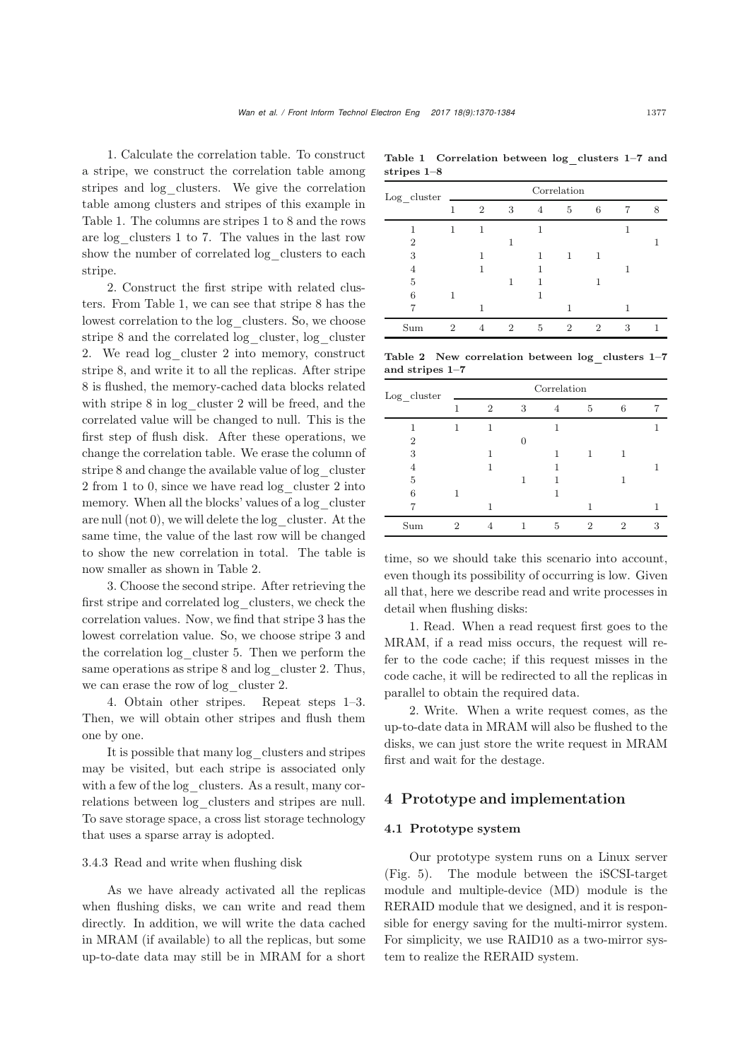1. Calculate the correlation table. To construct a stripe, we construct the correlation table among stripes and log_clusters. We give the correlation table among clusters and stripes of this example in Table 1. The columns are stripes 1 to 8 and the rows are log_clusters 1 to 7. The values in the last row show the number of correlated log_clusters to each stripe.

2. Construct the first stripe with related clusters. From Table 1, we can see that stripe 8 has the lowest correlation to the log_clusters. So, we choose stripe 8 and the correlated log_cluster, log_cluster 2. We read log_cluster 2 into memory, construct stripe 8, and write it to all the replicas. After stripe 8 is flushed, the memory-cached data blocks related with stripe 8 in log_cluster 2 will be freed, and the correlated value will be changed to null. This is the first step of flush disk. After these operations, we change the correlation table. We erase the column of stripe 8 and change the available value of log_cluster 2 from 1 to 0, since we have read log_cluster 2 into memory. When all the blocks' values of a log_cluster are null (not 0), we will delete the log_cluster. At the same time, the value of the last row will be changed to show the new correlation in total. The table is now smaller as shown in Table 2.

3. Choose the second stripe. After retrieving the first stripe and correlated log_clusters, we check the correlation values. Now, we find that stripe 3 has the lowest correlation value. So, we choose stripe 3 and the correlation log_cluster 5. Then we perform the same operations as stripe 8 and log_cluster 2. Thus, we can erase the row of log_cluster 2.

4. Obtain other stripes. Repeat steps 1–3. Then, we will obtain other stripes and flush them one by one.

It is possible that many log_clusters and stripes may be visited, but each stripe is associated only with a few of the log_clusters. As a result, many correlations between log_clusters and stripes are null. To save storage space, a cross list storage technology that uses a sparse array is adopted.

**Table 1 Correlation between log_clusters 1–7 and stripes 1–8**

| Log_cluster | Correlation | | | | | | | |
|---|---|---|---|---|---|---|---|---|
| | 1 | 2 | 3 | 4 | 5 | 6 | 7 | 8 |
| 1 | 1 | 1 | | 1 | | | 1 | |
| 2 | | | 1 | | | | | 1 |
| 3 | | 1 | | 1 | 1 | 1 | | |
| 4 | | 1 | | 1 | | | 1 | |
| 5 | | | 1 | 1 | | 1 | | |
| 6 | 1 | | | 1 | | | | |
| 7 | | 1 | | | 1 | | 1 | |
| Sum | 2 | 4 | 2 | 5 | 2 | 2 | 3 | 1 |

**Table 2 New correlation between log_clusters 1–7 and stripes 1–7**

| Log_cluster | Correlation | | | | | | |
|---|---|---|---|---|---|---|---|
| | 1 | 2 | 3 | 4 | 5 | 6 | 7 |
| 1 | 1 | 1 | | 1 | | | 1 |
| 2 | | | 0 | | | | |
| 3 | | 1 | | 1 | 1 | 1 | |
| 4 | | 1 | | 1 | | | 1 |
| 5 | | | 1 | 1 | | 1 | |
| 6 | 1 | | | 1 | | | |
| 7 | | 1 | | | 1 | | 1 |
| Sum | 2 | 4 | 1 | 5 | 2 | 2 | 3 |

#### 3.4.3 Read and write when flushing disk

As we have already activated all the replicas when flushing disks, we can write and read them directly. In addition, we will write the data cached in MRAM (if available) to all the replicas, but some up-to-date data may still be in MRAM for a short time, so we should take this scenario into account, even though its possibility of occurring is low. Given all that, here we describe read and write processes in detail when flushing disks:

1. Read. When a read request first goes to the MRAM, if a read miss occurs, the request will refer to the code cache; if this request misses in the code cache, it will be redirected to all the replicas in parallel to obtain the required data.

2. Write. When a write request comes, as the up-to-date data in MRAM will also be flushed to the disks, we can just store the write request in MRAM first and wait for the destage.

## 4 Prototype and implementation

### 4.1 Prototype system

Our prototype system runs on a Linux server (Fig. 5). The module between the iSCSI-target module and multiple-device (MD) module is the RERAID module that we designed, and it is responsible for energy saving for the multi-mirror system. For simplicity, we use RAID10 as a two-mirror system to realize the RERAID system.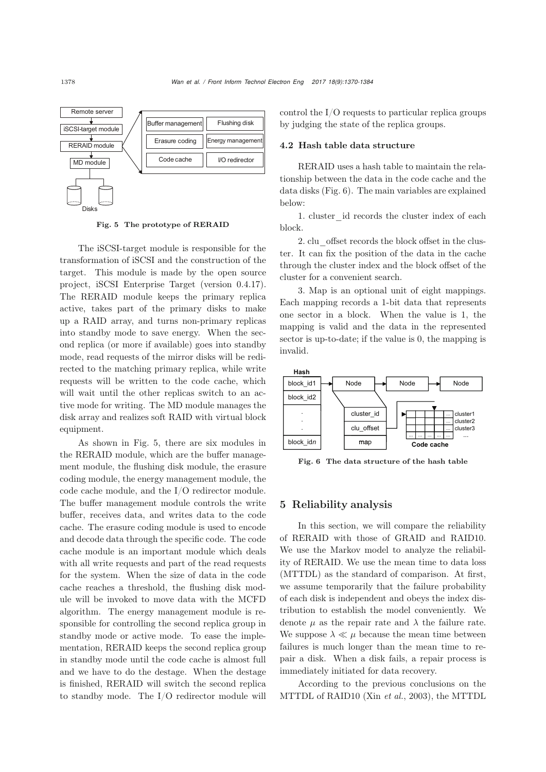Remote server
iSCSI-target module
RERAID module
MD module
Disks
Buffer management
Flushing disk
Erasure coding
Energy management
Code cache
I/O redirector

**Fig. 5 The prototype of RERAID**

The iSCSI-target module is responsible for the transformation of iSCSI and the construction of the target. This module is made by the open source project, iSCSI Enterprise Target (version 0.4.17). The RERAID module keeps the primary replica active, takes part of the primary disks to make up a RAID array, and turns non-primary replicas into standby mode to save energy. When the second replica (or more if available) goes into standby mode, read requests of the mirror disks will be redirected to the matching primary replica, while write requests will be written to the code cache, which will wait until the other replicas switch to an active mode for writing. The MD module manages the disk array and realizes soft RAID with virtual block equipment.

As shown in Fig. 5, there are six modules in the RERAID module, which are the buffer management module, the flushing disk module, the erasure coding module, the energy management module, the code cache module, and the I/O redirector module. The buffer management module controls the write buffer, receives data, and writes data to the code cache. The erasure coding module is used to encode and decode data through the specific code. The code cache module is an important module which deals with all write requests and part of the read requests for the system. When the size of data in the code cache reaches a threshold, the flushing disk module will be invoked to move data with the MCFD algorithm. The energy management module is responsible for controlling the second replica group in standby mode or active mode. To ease the implementation, RERAID keeps the second replica group in standby mode until the code cache is almost full and we have to do the destage. When the destage is finished, RERAID will switch the second replica to standby mode. The I/O redirector module will control the I/O requests to particular replica groups by judging the state of the replica groups.

### 4.2 Hash table data structure

RERAID uses a hash table to maintain the relationship between the data in the code cache and the data disks (Fig. 6). The main variables are explained below:

1. cluster_id records the cluster index of each block.

2. clu_offset records the block offset in the cluster. It can fix the position of the data in the cache through the cluster index and the block offset of the cluster for a convenient search.

3. Map is an optional unit of eight mappings. Each mapping records a 1-bit data that represents one sector in a block. When the value is 1, the mapping is valid and the data in the represented sector is up-to-date; if the value is 0, the mapping is invalid.

Hash
block_id1
block_id2
block_idn
Node
Node
Node
cluster_id
clu_offset
map
cluster1
cluster2
cluster3
Code cache

**Fig. 6 The data structure of the hash table**

## 5 Reliability analysis

In this section, we will compare the reliability of RERAID with those of GRAID and RAID10. We use the Markov model to analyze the reliability of RERAID. We use the mean time to data loss (MTTDL) as the standard of comparison. At first, we assume temporarily that the failure probability of each disk is independent and obeys the index distribution to establish the model conveniently. We denote $\mu$ as the repair rate and $\lambda$ the failure rate. We suppose $\lambda \ll \mu$ because the mean time between failures is much longer than the mean time to repair a disk. When a disk fails, a repair process is immediately initiated for data recovery.

According to the previous conclusions on the MTTDL of RAID10 (Xin *et al.*, 2003), the MTTDL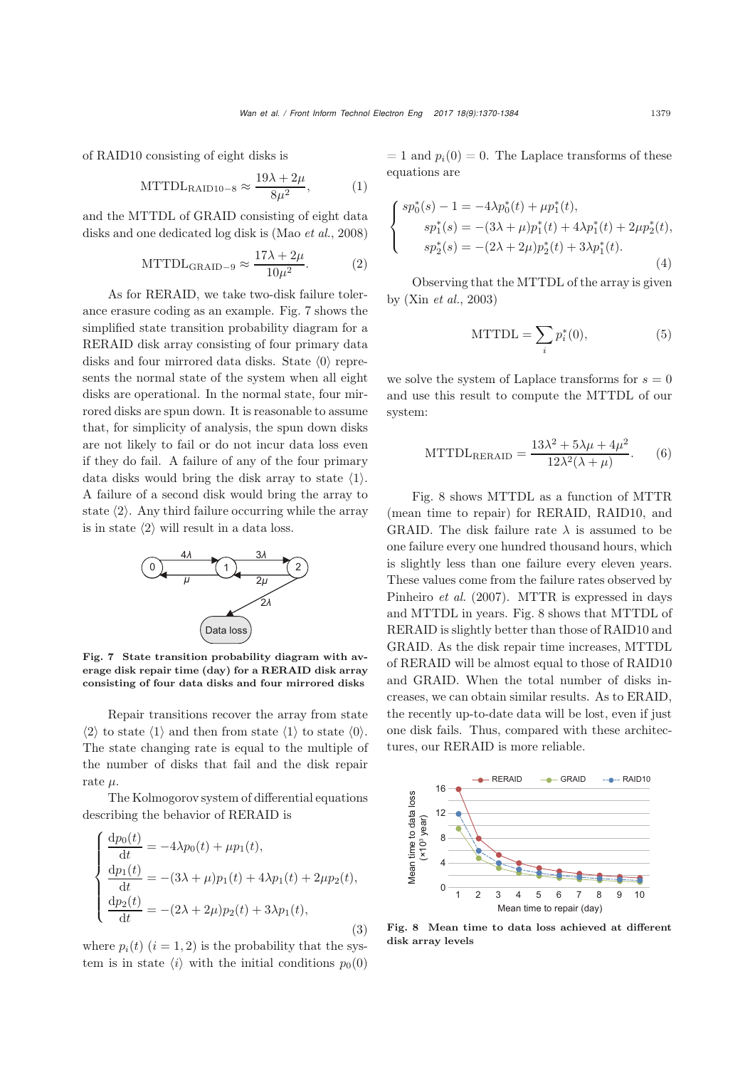of RAID10 consisting of eight disks is

$$\mathrm{MTTDL}_{\mathrm{RAID10-8}} \approx \frac{19\lambda + 2\mu}{8\mu^2}, \tag{1}$$

and the MTTDL of GRAID consisting of eight data disks and one dedicated log disk is (Mao *et al.*, 2008)

$$\mathrm{MTTDL}_{\mathrm{GRAID-9}} \approx \frac{17\lambda + 2\mu}{10\mu^2}. \tag{2}$$

As for RERAID, we take two-disk failure tolerance erasure coding as an example. Fig. 7 shows the simplified state transition probability diagram for a RERAID disk array consisting of four primary data disks and four mirrored data disks. State $\langle 0 \rangle$ represents the normal state of the system when all eight disks are operational. In the normal state, four mirrored disks are spun down. It is reasonable to assume that, for simplicity of analysis, the spun down disks are not likely to fail or do not incur data loss even if they do fail. A failure of any of the four primary data disks would bring the disk array to state $\langle 1 \rangle$. A failure of a second disk would bring the array to state $\langle 2 \rangle$. Any third failure occurring while the array is in state $\langle 2 \rangle$ will result in a data loss.

**Fig. 7 State transition probability diagram with average disk repair time (day) for a RERAID disk array consisting of four data disks and four mirrored disks**

Repair transitions recover the array from state $\langle 2 \rangle$ to state $\langle 1 \rangle$ and then from state $\langle 1 \rangle$ to state $\langle 0 \rangle$. The state changing rate is equal to the multiple of the number of disks that fail and the disk repair rate $\mu$.

The Kolmogorov system of differential equations describing the behavior of RERAID is

$$\begin{cases} \dfrac{\mathrm{d}p_0(t)}{\mathrm{d}t} = -4\lambda p_0(t) + \mu p_1(t), \\ \dfrac{\mathrm{d}p_1(t)}{\mathrm{d}t} = -(3\lambda + \mu)p_1(t) + 4\lambda p_1(t) + 2\mu p_2(t), \\ \dfrac{\mathrm{d}p_2(t)}{\mathrm{d}t} = -(2\lambda + 2\mu)p_2(t) + 3\lambda p_1(t), \end{cases} \tag{3}$$

where $p_i(t)$ $(i = 1, 2)$ is the probability that the system is in state $\langle i \rangle$ with the initial conditions $p_0(0) = 1$ and $p_i(0) = 0$. The Laplace transforms of these equations are

$$\begin{cases} sp_0^*(s) - 1 = -4\lambda p_0^*(t) + \mu p_1^*(t), \\ \quad sp_1^*(s) = -(3\lambda + \mu)p_1^*(t) + 4\lambda p_1^*(t) + 2\mu p_2^*(t), \\ \quad sp_2^*(s) = -(2\lambda + 2\mu)p_2^*(t) + 3\lambda p_1^*(t). \end{cases} \tag{4}$$

Observing that the MTTDL of the array is given by (Xin *et al.*, 2003)

$$\mathrm{MTTDL} = \sum_i p_i^*(0), \tag{5}$$

we solve the system of Laplace transforms for $s = 0$ and use this result to compute the MTTDL of our system:

$$\mathrm{MTTDL}_{\mathrm{RERAID}} = \frac{13\lambda^2 + 5\lambda\mu + 4\mu^2}{12\lambda^2(\lambda + \mu)}. \tag{6}$$

Fig. 8 shows MTTDL as a function of MTTR (mean time to repair) for RERAID, RAID10, and GRAID. The disk failure rate $\lambda$ is assumed to be one failure every one hundred thousand hours, which is slightly less than one failure every eleven years. These values come from the failure rates observed by Pinheiro *et al.* (2007). MTTR is expressed in days and MTTDL in years. Fig. 8 shows that MTTDL of RERAID is slightly better than those of RAID10 and GRAID. As the disk repair time increases, MTTDL of RERAID will be almost equal to those of RAID10 and GRAID. When the total number of disks increases, we can obtain similar results. As to ERAID, the recently up-to-date data will be lost, even if just one disk fails. Thus, compared with these architectures, our RERAID is more reliable.

**Fig. 8 Mean time to data loss achieved at different disk array levels**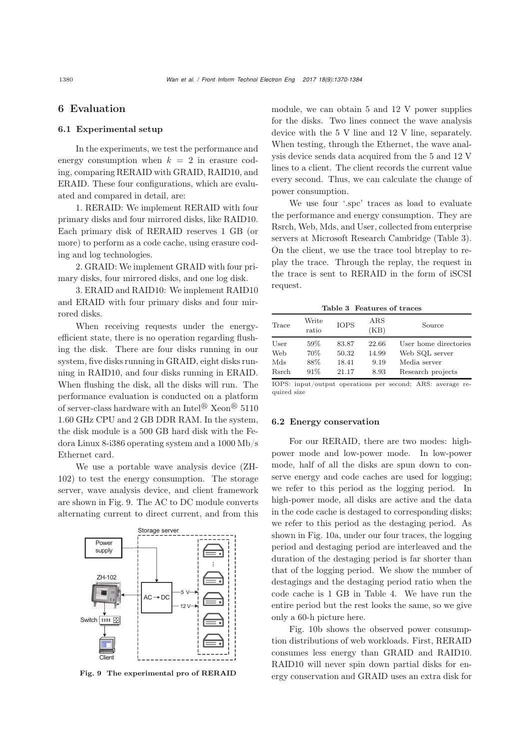## 6 Evaluation

### 6.1 Experimental setup

In the experiments, we test the performance and energy consumption when $k = 2$ in erasure coding, comparing RERAID with GRAID, RAID10, and ERAID. These four configurations, which are evaluated and compared in detail, are:

1. RERAID: We implement RERAID with four primary disks and four mirrored disks, like RAID10. Each primary disk of RERAID reserves 1 GB (or more) to perform as a code cache, using erasure coding and log technologies.

2. GRAID: We implement GRAID with four primary disks, four mirrored disks, and one log disk.

3. ERAID and RAID10: We implement RAID10 and ERAID with four primary disks and four mirrored disks.

When receiving requests under the energy-efficient state, there is no operation regarding flushing the disk. There are four disks running in our system, five disks running in GRAID, eight disks running in RAID10, and four disks running in ERAID. When flushing the disk, all the disks will run. The performance evaluation is conducted on a platform of server-class hardware with an Intel® Xeon® 5110 1.60 GHz CPU and 2 GB DDR RAM. In the system, the disk module is a 500 GB hard disk with the Fedora Linux 8-i386 operating system and a 1000 Mb/s Ethernet card.

We use a portable wave analysis device (ZH-102) to test the energy consumption. The storage server, wave analysis device, and client framework are shown in Fig. 9. The AC to DC module converts alternating current to direct current, and from this module, we can obtain 5 and 12 V power supplies for the disks. Two lines connect the wave analysis device with the 5 V line and 12 V line, separately. When testing, through the Ethernet, the wave analysis device sends data acquired from the 5 and 12 V lines to a client. The client records the current value every second. Thus, we can calculate the change of power consumption.

**Fig. 9 The experimental pro of RERAID**

We use four '.spc' traces as load to evaluate the performance and energy consumption. They are Rsrch, Web, Mds, and User, collected from enterprise servers at Microsoft Research Cambridge (Table 3). On the client, we use the trace tool btreplay to replay the trace. Through the replay, the request in the trace is sent to RERAID in the form of iSCSI request.

**Table 3 Features of traces**

| Trace | Write ratio | IOPS | ARS (KB) | Source |
|---|---|---|---|---|
| User | 59% | 83.87 | 22.66 | User home directories |
| Web | 70% | 50.32 | 14.99 | Web SQL server |
| Mds | 88% | 18.41 | 9.19 | Media server |
| Rsrch | 91% | 21.17 | 8.93 | Research projects |

IOPS: input/output operations per second; ARS: average required size

### 6.2 Energy conservation

For our RERAID, there are two modes: high-power mode and low-power mode. In low-power mode, half of all the disks are spun down to conserve energy and code caches are used for logging; we refer to this period as the logging period. In high-power mode, all disks are active and the data in the code cache is destaged to corresponding disks; we refer to this period as the destaging period. As shown in Fig. 10a, under our four traces, the logging period and destaging period are interleaved and the duration of the destaging period is far shorter than that of the logging period. We show the number of destagings and the destaging period ratio when the code cache is 1 GB in Table 4. We have run the entire period but the rest looks the same, so we give only a 60-h picture here.

Fig. 10b shows the observed power consumption distributions of web workloads. First, RERAID consumes less energy than GRAID and RAID10. RAID10 will never spin down partial disks for energy conservation and GRAID uses an extra disk for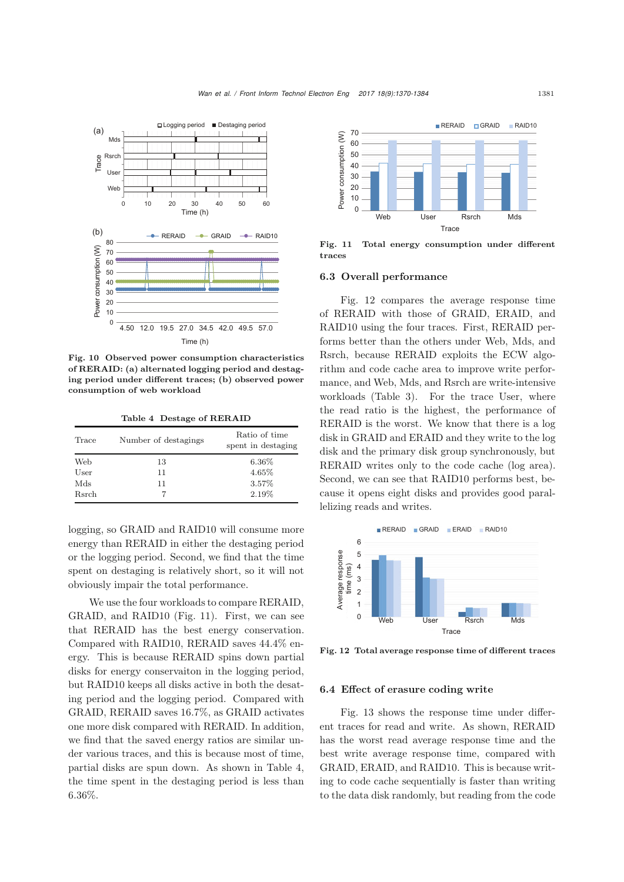Fig. 10 Observed power consumption characteristics of RERAID: (a) alternated logging period and destaging period under different traces; (b) observed power consumption of web workload

Table 4 Destage of RERAID

| Trace | Number of destagings | Ratio of time spent in destaging |
|---|---|---|
| Web | 13 | 6.36% |
| User | 11 | 4.65% |
| Mds | 11 | 3.57% |
| Rsrch | 7 | 2.19% |

logging, so GRAID and RAID10 will consume more energy than RERAID in either the destaging period or the logging period. Second, we find that the time spent on destaging is relatively short, so it will not obviously impair the total performance.

We use the four workloads to compare RERAID, GRAID, and RAID10 (Fig. 11). First, we can see that RERAID has the best energy conservation. Compared with RAID10, RERAID saves 44.4% energy. This is because RERAID spins down partial disks for energy conservaiton in the logging period, but RAID10 keeps all disks active in both the desatating period and the logging period. Compared with GRAID, RERAID saves 16.7%, as GRAID activates one more disk compared with RERAID. In addition, we find that the saved energy ratios are similar under various traces, and this is because most of time, partial disks are spun down. As shown in Table 4, the time spent in the destaging period is less than 6.36%.

Fig. 11 Total energy consumption under different traces

## 6.3 Overall performance

Fig. 12 compares the average response time of RERAID with those of GRAID, ERAID, and RAID10 using the four traces. First, RERAID performs better than the others under Web, Mds, and Rsrch, because RERAID exploits the ECW algorithm and code cache area to improve write performance, and Web, Mds, and Rsrch are write-intensive workloads (Table 3). For the trace User, where the read ratio is the highest, the performance of RERAID is the worst. We know that there is a log disk in GRAID and ERAID and they write to the log disk and the primary disk group synchronously, but RERAID writes only to the code cache (log area). Second, we can see that RAID10 performs best, because it opens eight disks and provides good parallelizing reads and writes.

Fig. 12 Total average response time of different traces

## 6.4 Effect of erasure coding write

Fig. 13 shows the response time under different traces for read and write. As shown, RERAID has the worst read average response time and the best write average response time, compared with GRAID, ERAID, and RAID10. This is because writing to code cache sequentially is faster than writing to the data disk randomly, but reading from the code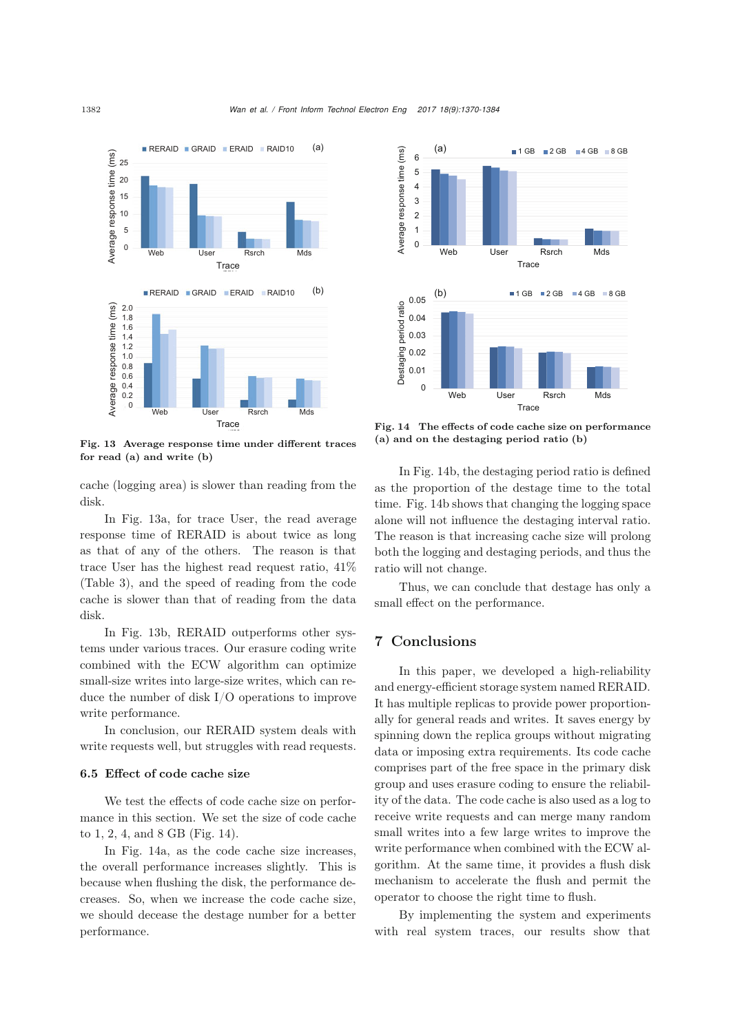Fig. 13 Average response time under different traces for read (a) and write (b)

Fig. 14 The effects of code cache size on performance (a) and on the destaging period ratio (b)

cache (logging area) is slower than reading from the disk.

In Fig. 13a, for trace User, the read average response time of RERAID is about twice as long as that of any of the others. The reason is that trace User has the highest read request ratio, 41% (Table 3), and the speed of reading from the code cache is slower than that of reading from the data disk.

In Fig. 13b, RERAID outperforms other systems under various traces. Our erasure coding write combined with the ECW algorithm can optimize small-size writes into large-size writes, which can reduce the number of disk I/O operations to improve write performance.

In conclusion, our RERAID system deals with write requests well, but struggles with read requests.

### 6.5 Effect of code cache size

We test the effects of code cache size on performance in this section. We set the size of code cache to 1, 2, 4, and 8 GB (Fig. 14).

In Fig. 14a, as the code cache size increases, the overall performance increases slightly. This is because when flushing the disk, the performance decreases. So, when we increase the code cache size, we should decease the destage number for a better performance.

In Fig. 14b, the destaging period ratio is defined as the proportion of the destage time to the total time. Fig. 14b shows that changing the logging space alone will not influence the destaging interval ratio. The reason is that increasing cache size will prolong both the logging and destaging periods, and thus the ratio will not change.

Thus, we can conclude that destage has only a small effect on the performance.

## 7 Conclusions

In this paper, we developed a high-reliability and energy-efficient storage system named RERAID. It has multiple replicas to provide power proportionally for general reads and writes. It saves energy by spinning down the replica groups without migrating data or imposing extra requirements. Its code cache comprises part of the free space in the primary disk group and uses erasure coding to ensure the reliability of the data. The code cache is also used as a log to receive write requests and can merge many random small writes into a few large writes to improve the write performance when combined with the ECW algorithm. At the same time, it provides a flush disk mechanism to accelerate the flush and permit the operator to choose the right time to flush.

By implementing the system and experiments with real system traces, our results show that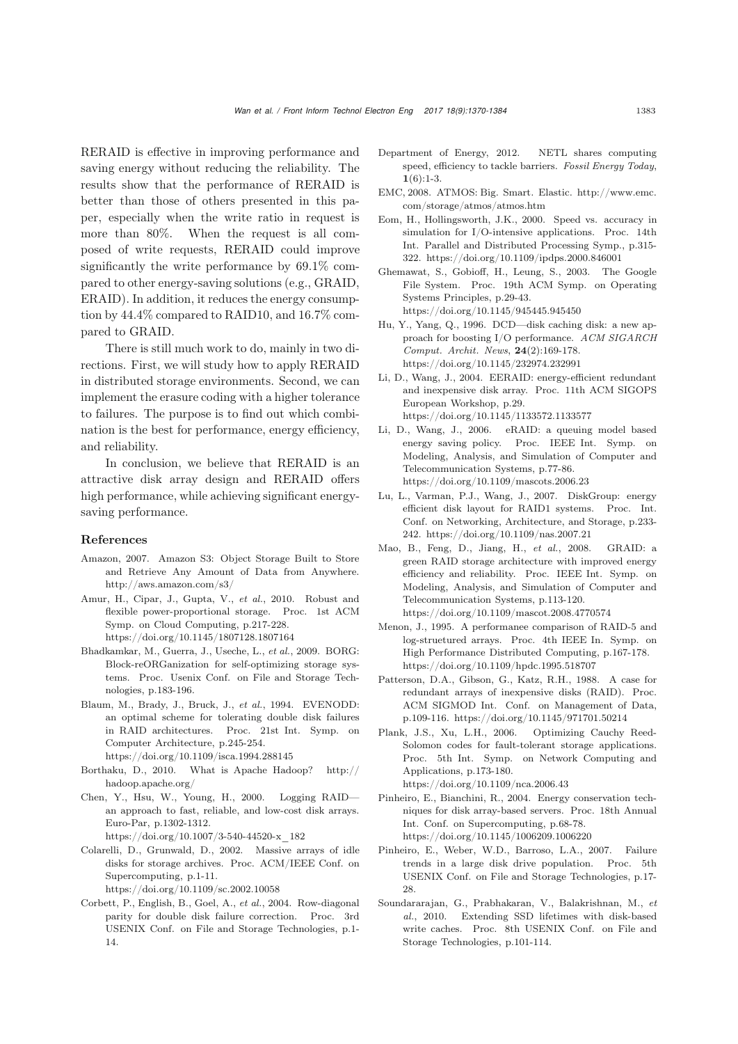RERAID is effective in improving performance and saving energy without reducing the reliability. The results show that the performance of RERAID is better than those of others presented in this paper, especially when the write ratio in request is more than 80%. When the request is all composed of write requests, RERAID could improve significantly the write performance by 69.1% compared to other energy-saving solutions (e.g., GRAID, ERAID). In addition, it reduces the energy consumption by 44.4% compared to RAID10, and 16.7% compared to GRAID.

There is still much work to do, mainly in two directions. First, we will study how to apply RERAID in distributed storage environments. Second, we can implement the erasure coding with a higher tolerance to failures. The purpose is to find out which combination is the best for performance, energy efficiency, and reliability.

In conclusion, we believe that RERAID is an attractive disk array design and RERAID offers high performance, while achieving significant energy-saving performance.

## References

Amazon, 2007. Amazon S3: Object Storage Built to Store and Retrieve Any Amount of Data from Anywhere. http://aws.amazon.com/s3/

Amur, H., Cipar, J., Gupta, V., *et al.*, 2010. Robust and flexible power-proportional storage. Proc. 1st ACM Symp. on Cloud Computing, p.217-228. https://doi.org/10.1145/1807128.1807164

Bhadkamkar, M., Guerra, J., Useche, L., *et al.*, 2009. BORG: Block-reORGanization for self-optimizing storage systems. Proc. Usenix Conf. on File and Storage Technologies, p.183-196.

Blaum, M., Brady, J., Bruck, J., *et al.*, 1994. EVENODD: an optimal scheme for tolerating double disk failures in RAID architectures. Proc. 21st Int. Symp. on Computer Architecture, p.245-254. https://doi.org/10.1109/isca.1994.288145

Borthaku, D., 2010. What is Apache Hadoop? http://hadoop.apache.org/

Chen, Y., Hsu, W., Young, H., 2000. Logging RAID—an approach to fast, reliable, and low-cost disk arrays. Euro-Par, p.1302-1312. https://doi.org/10.1007/3-540-44520-x_182

Colarelli, D., Grunwald, D., 2002. Massive arrays of idle disks for storage archives. Proc. ACM/IEEE Conf. on Supercomputing, p.1-11. https://doi.org/10.1109/sc.2002.10058

Corbett, P., English, B., Goel, A., *et al.*, 2004. Row-diagonal parity for double disk failure correction. Proc. 3rd USENIX Conf. on File and Storage Technologies, p.1-14.

Department of Energy, 2012. NETL shares computing speed, efficiency to tackle barriers. *Fossil Energy Today*, **1**(6):1-3.

EMC, 2008. ATMOS: Big. Smart. Elastic. http://www.emc.com/storage/atmos/atmos.htm

Eom, H., Hollingsworth, J.K., 2000. Speed vs. accuracy in simulation for I/O-intensive applications. Proc. 14th Int. Parallel and Distributed Processing Symp., p.315-322. https://doi.org/10.1109/ipdps.2000.846001

Ghemawat, S., Gobioff, H., Leung, S., 2003. The Google File System. Proc. 19th ACM Symp. on Operating Systems Principles, p.29-43. https://doi.org/10.1145/945445.945450

Hu, Y., Yang, Q., 1996. DCD—disk caching disk: a new approach for boosting I/O performance. *ACM SIGARCH Comput. Archit. News*, **24**(2):169-178. https://doi.org/10.1145/232974.232991

Li, D., Wang, J., 2004. EERAID: energy-efficient redundant and inexpensive disk array. Proc. 11th ACM SIGOPS European Workshop, p.29. https://doi.org/10.1145/1133572.1133577

Li, D., Wang, J., 2006. eRAID: a queuing model based energy saving policy. Proc. IEEE Int. Symp. on Modeling, Analysis, and Simulation of Computer and Telecommunication Systems, p.77-86. https://doi.org/10.1109/mascots.2006.23

Lu, L., Varman, P.J., Wang, J., 2007. DiskGroup: energy efficient disk layout for RAID1 systems. Proc. Int. Conf. on Networking, Architecture, and Storage, p.233-242. https://doi.org/10.1109/nas.2007.21

Mao, B., Feng, D., Jiang, H., *et al.*, 2008. GRAID: a green RAID storage architecture with improved energy efficiency and reliability. Proc. IEEE Int. Symp. on Modeling, Analysis, and Simulation of Computer and Telecommunication Systems, p.113-120. https://doi.org/10.1109/mascot.2008.4770574

Menon, J., 1995. A performanee comparison of RAID-5 and log-struetured arrays. Proc. 4th IEEE In. Symp. on High Performance Distributed Computing, p.167-178. https://doi.org/10.1109/hpdc.1995.518707

Patterson, D.A., Gibson, G., Katz, R.H., 1988. A case for redundant arrays of inexpensive disks (RAID). Proc. ACM SIGMOD Int. Conf. on Management of Data, p.109-116. https://doi.org/10.1145/971701.50214

Plank, J.S., Xu, L.H., 2006. Optimizing Cauchy Reed-Solomon codes for fault-tolerant storage applications. Proc. 5th Int. Symp. on Network Computing and Applications, p.173-180. https://doi.org/10.1109/nca.2006.43

Pinheiro, E., Bianchini, R., 2004. Energy conservation techniques for disk array-based servers. Proc. 18th Annual Int. Conf. on Supercomputing, p.68-78. https://doi.org/10.1145/1006209.1006220

Pinheiro, E., Weber, W.D., Barroso, L.A., 2007. Failure trends in a large disk drive population. Proc. 5th USENIX Conf. on File and Storage Technologies, p.17-28.

Soundararajan, G., Prabhakaran, V., Balakrishnan, M., *et al.*, 2010. Extending SSD lifetimes with disk-based write caches. Proc. 8th USENIX Conf. on File and Storage Technologies, p.101-114.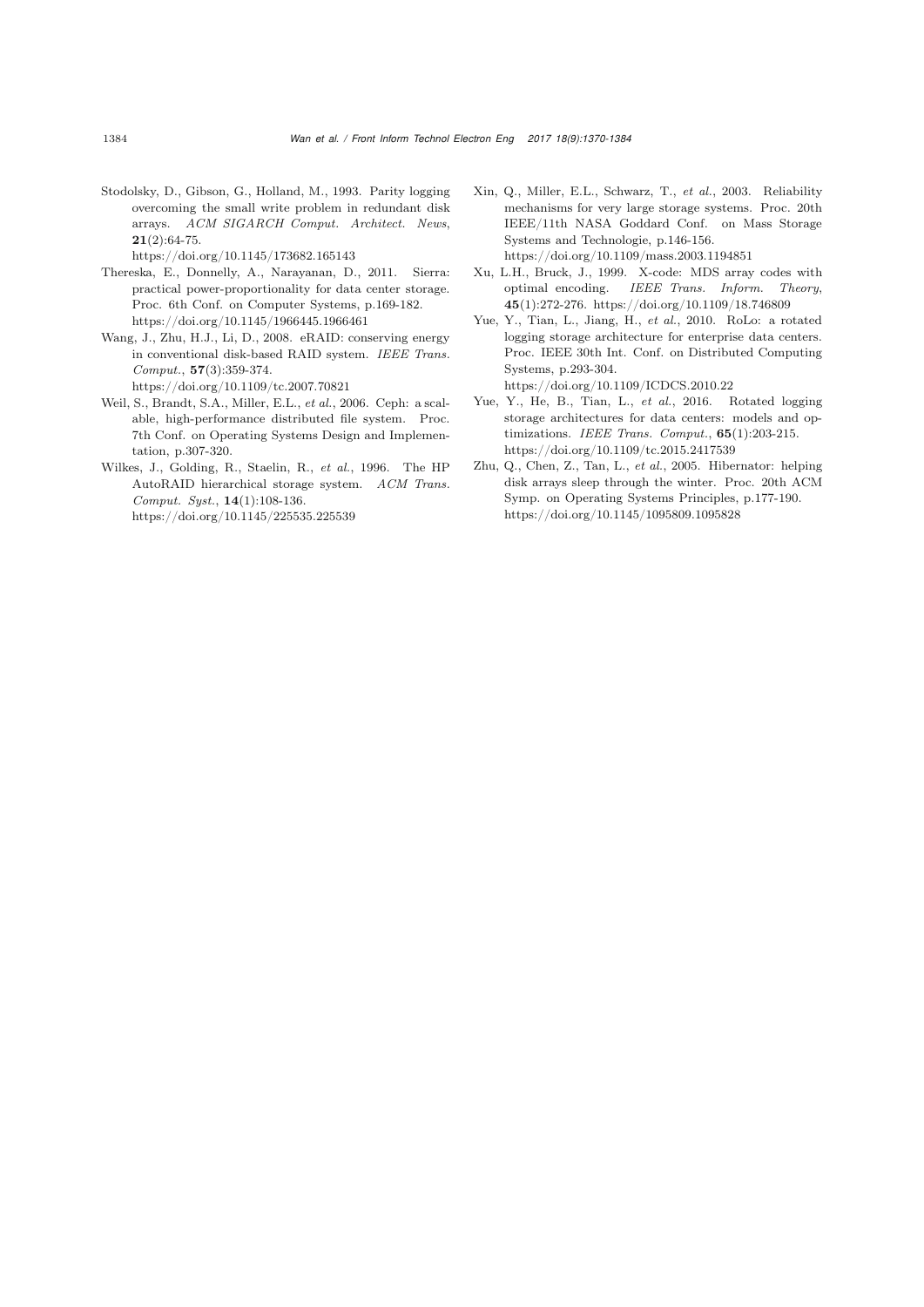Stodolsky, D., Gibson, G., Holland, M., 1993. Parity logging overcoming the small write problem in redundant disk arrays. *ACM SIGARCH Comput. Architect. News*, **21**(2):64-75. https://doi.org/10.1145/173682.165143

Thereska, E., Donnelly, A., Narayanan, D., 2011. Sierra: practical power-proportionality for data center storage. Proc. 6th Conf. on Computer Systems, p.169-182. https://doi.org/10.1145/1966445.1966461

Wang, J., Zhu, H.J., Li, D., 2008. eRAID: conserving energy in conventional disk-based RAID system. *IEEE Trans. Comput.*, **57**(3):359-374. https://doi.org/10.1109/tc.2007.70821

Weil, S., Brandt, S.A., Miller, E.L., *et al.*, 2006. Ceph: a scalable, high-performance distributed file system. Proc. 7th Conf. on Operating Systems Design and Implementation, p.307-320.

Wilkes, J., Golding, R., Staelin, R., *et al.*, 1996. The HP AutoRAID hierarchical storage system. *ACM Trans. Comput. Syst.*, **14**(1):108-136. https://doi.org/10.1145/225535.225539

Xin, Q., Miller, E.L., Schwarz, T., *et al.*, 2003. Reliability mechanisms for very large storage systems. Proc. 20th IEEE/11th NASA Goddard Conf. on Mass Storage Systems and Technologie, p.146-156. https://doi.org/10.1109/mass.2003.1194851

Xu, L.H., Bruck, J., 1999. X-code: MDS array codes with optimal encoding. *IEEE Trans. Inform. Theory*, **45**(1):272-276. https://doi.org/10.1109/18.746809

Yue, Y., Tian, L., Jiang, H., *et al.*, 2010. RoLo: a rotated logging storage architecture for enterprise data centers. Proc. IEEE 30th Int. Conf. on Distributed Computing Systems, p.293-304. https://doi.org/10.1109/ICDCS.2010.22

Yue, Y., He, B., Tian, L., *et al.*, 2016. Rotated logging storage architectures for data centers: models and optimizations. *IEEE Trans. Comput.*, **65**(1):203-215. https://doi.org/10.1109/tc.2015.2417539

Zhu, Q., Chen, Z., Tan, L., *et al.*, 2005. Hibernator: helping disk arrays sleep through the winter. Proc. 20th ACM Symp. on Operating Systems Principles, p.177-190. https://doi.org/10.1145/1095809.1095828